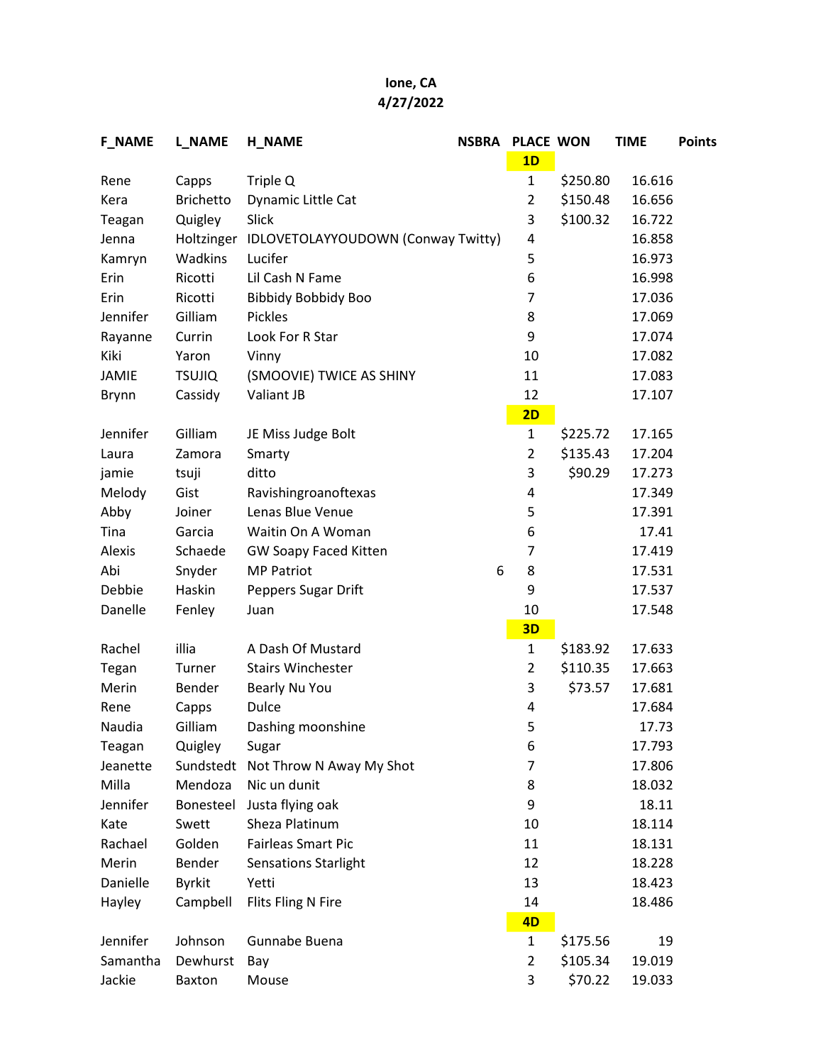**Ione, CA**
**4/27/2022**

| F_NAME | L_NAME | H_NAME | NSBRA | PLACE | WON | TIME | Points |
|---|---|---|---|---|---|---|---|
| | | | | **1D** | | | |
| Rene | Capps | Triple Q | | 1 | $250.80 | 16.616 | |
| Kera | Brichetto | Dynamic Little Cat | | 2 | $150.48 | 16.656 | |
| Teagan | Quigley | Slick | | 3 | $100.32 | 16.722 | |
| Jenna | Holtzinger | IDLOVETOLAYYOUDOWN (Conway Twitty) | | 4 | | 16.858 | |
| Kamryn | Wadkins | Lucifer | | 5 | | 16.973 | |
| Erin | Ricotti | Lil Cash N Fame | | 6 | | 16.998 | |
| Erin | Ricotti | Bibbidy Bobbidy Boo | | 7 | | 17.036 | |
| Jennifer | Gilliam | Pickles | | 8 | | 17.069 | |
| Rayanne | Currin | Look For R Star | | 9 | | 17.074 | |
| Kiki | Yaron | Vinny | | 10 | | 17.082 | |
| JAMIE | TSUJIQ | (SMOOVIE) TWICE AS SHINY | | 11 | | 17.083 | |
| Brynn | Cassidy | Valiant JB | | 12 | | 17.107 | |
| | | | | **2D** | | | |
| Jennifer | Gilliam | JE Miss Judge Bolt | | 1 | $225.72 | 17.165 | |
| Laura | Zamora | Smarty | | 2 | $135.43 | 17.204 | |
| jamie | tsuji | ditto | | 3 | $90.29 | 17.273 | |
| Melody | Gist | Ravishingroanoftexas | | 4 | | 17.349 | |
| Abby | Joiner | Lenas Blue Venue | | 5 | | 17.391 | |
| Tina | Garcia | Waitin On A Woman | | 6 | | 17.41 | |
| Alexis | Schaede | GW Soapy Faced Kitten | | 7 | | 17.419 | |
| Abi | Snyder | MP Patriot | 6 | 8 | | 17.531 | |
| Debbie | Haskin | Peppers Sugar Drift | | 9 | | 17.537 | |
| Danelle | Fenley | Juan | | 10 | | 17.548 | |
| | | | | **3D** | | | |
| Rachel | illia | A Dash Of Mustard | | 1 | $183.92 | 17.633 | |
| Tegan | Turner | Stairs Winchester | | 2 | $110.35 | 17.663 | |
| Merin | Bender | Bearly Nu You | | 3 | $73.57 | 17.681 | |
| Rene | Capps | Dulce | | 4 | | 17.684 | |
| Naudia | Gilliam | Dashing moonshine | | 5 | | 17.73 | |
| Teagan | Quigley | Sugar | | 6 | | 17.793 | |
| Jeanette | Sundstedt | Not Throw N Away My Shot | | 7 | | 17.806 | |
| Milla | Mendoza | Nic un dunit | | 8 | | 18.032 | |
| Jennifer | Bonesteel | Justa flying oak | | 9 | | 18.11 | |
| Kate | Swett | Sheza Platinum | | 10 | | 18.114 | |
| Rachael | Golden | Fairleas Smart Pic | | 11 | | 18.131 | |
| Merin | Bender | Sensations Starlight | | 12 | | 18.228 | |
| Danielle | Byrkit | Yetti | | 13 | | 18.423 | |
| Hayley | Campbell | Flits Fling N Fire | | 14 | | 18.486 | |
| | | | | **4D** | | | |
| Jennifer | Johnson | Gunnabe Buena | | 1 | $175.56 | 19 | |
| Samantha | Dewhurst | Bay | | 2 | $105.34 | 19.019 | |
| Jackie | Baxton | Mouse | | 3 | $70.22 | 19.033 | |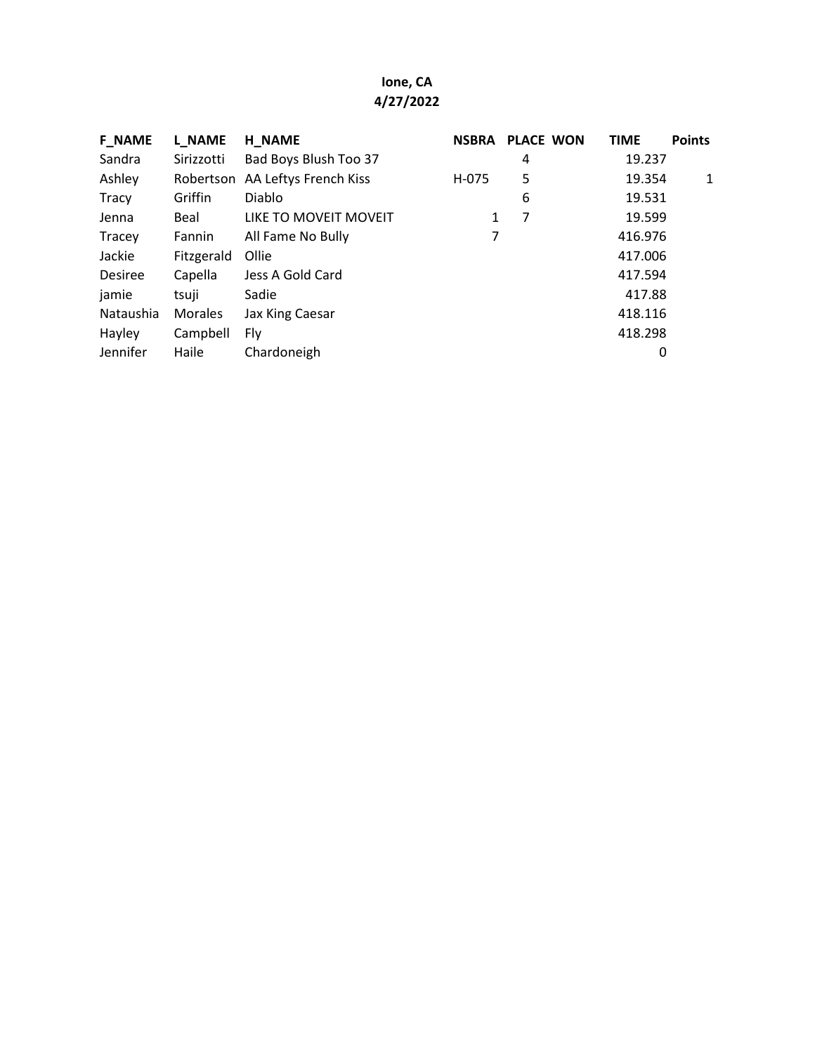**Ione, CA**
**4/27/2022**

| F_NAME | L_NAME | H_NAME | NSBRA | PLACE | WON | TIME | Points |
|---|---|---|---|---|---|---|---|
| Sandra | Sirizzotti | Bad Boys Blush Too 37 | | 4 | | 19.237 | |
| Ashley | Robertson | AA Leftys French Kiss | H-075 | 5 | | 19.354 | 1 |
| Tracy | Griffin | Diablo | | 6 | | 19.531 | |
| Jenna | Beal | LIKE TO MOVEIT MOVEIT | 1 | 7 | | 19.599 | |
| Tracey | Fannin | All Fame No Bully | 7 | | | 416.976 | |
| Jackie | Fitzgerald | Ollie | | | | 417.006 | |
| Desiree | Capella | Jess A Gold Card | | | | 417.594 | |
| jamie | tsuji | Sadie | | | | 417.88 | |
| Nataushia | Morales | Jax King Caesar | | | | 418.116 | |
| Hayley | Campbell | Fly | | | | 418.298 | |
| Jennifer | Haile | Chardoneigh | | | | 0 | |